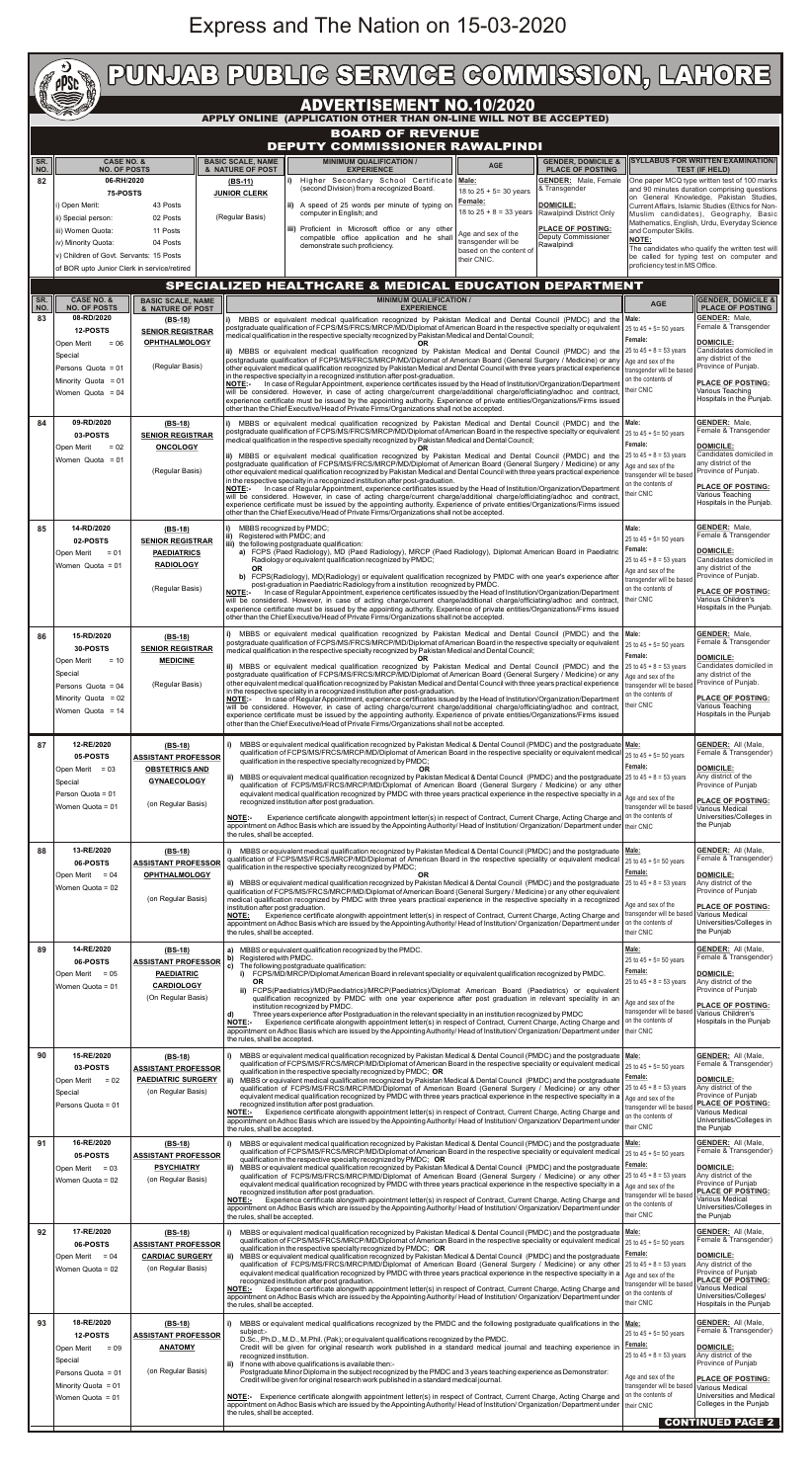Express and The Nation on 15-03-2020

# PUNJAB PUBLIC SERVICE COMMISSION, LAHORE

## ADVERTISEMENT NO.10/2020

**APPLY ONLINE (APPLICATION OTHER THAN ON-LINE WILL NOT BE ACCEPTED)**

### BOARD OF REVENUE
### DEPUTY COMMISSIONER RAWALPINDI

| SR. NO. | CASE NO. & NO. OF POSTS | BASIC SCALE, NAME & NATURE OF POST | MINIMUM QUALIFICATION / EXPERIENCE | AGE | GENDER, DOMICILE & PLACE OF POSTING | SYLLABUS FOR WRITTEN EXAMINATION/ TEST (IF HELD) |
|---|---|---|---|---|---|---|
| 82 | **06-RH/2020**<br>**75-POSTS**<br>i) Open Merit: 43 Posts<br>ii) Special person: 02 Posts<br>iii) Women Quota: 11 Posts<br>iv) Minority Quota: 04 Posts<br>v) Children of Govt. Servants: 15 Posts<br>of BOR upto Junior Clerk in service/retired | **(BS-11)**<br>**JUNIOR CLERK**<br>(Regular Basis) | i) Higher Secondary School Certificate (second Division) from a recognized Board.<br>ii) A speed of 25 words per minute of typing on computer in English; and<br>iii) Proficient in Microsoft office or any other compatible office application and he shall demonstrate such proficiency. | **Male:**<br>18 to 25 + 5= 30 years<br>**Female:**<br>18 to 25 + 8 = 33 years<br>Age and sex of the transgender will be based on the content of their CNIC. | **GENDER:** Male, Female & Transgender<br>**DOMICILE:** Rawalpindi District Only<br>**PLACE OF POSTING:** Deputy Commissioner Rawalpindi | One paper MCQ type written test of 100 marks and 90 minutes duration comprising questions on General Knowledge, Pakistan Studies, Current Affairs, Islamic Studies (Ethics for Non-Muslim candidates), Geography, Basic Mathematics, English, Urdu, Everyday Science and Computer Skills.<br>**NOTE:**<br>The candidates who qualify the written test will be called for typing test on computer and proficiency test in MS Office. |

### SPECIALIZED HEALTHCARE & MEDICAL EDUCATION DEPARTMENT

| SR. NO. | CASE NO. & NO. OF POSTS | BASIC SCALE, NAME & NATURE OF POST | MINIMUM QUALIFICATION / EXPERIENCE | AGE | GENDER, DOMICILE & PLACE OF POSTING |
|---|---|---|---|---|---|
| 83 | **08-RD/2020**<br>**12-POSTS**<br>Open Merit = 06<br>Special Persons Quota = 01<br>Minority Quota = 01<br>Women Quota = 04 | **(BS-18)**<br>**SENIOR REGISTRAR**<br>**OPHTHALMOLOGY**<br>(Regular Basis) | i) MBBS or equivalent medical qualification recognized by Pakistan Medical and Dental Council (PMDC) and the postgraduate qualification of FCPS/MS/FRCS/MRCP/MD/Diplomat of American Board in the respective specialty or equivalent medical qualification in the respective specialty recognized by Pakistan Medical and Dental Council;<br>**OR**<br>ii) MBBS or equivalent medical qualification recognized by Pakistan Medical and Dental Council (PMDC) and the postgraduate qualification of FCPS/MS/FRCS/MRCP/MD/Diplomat of American Board (General Surgery / Medicine) or any other equivalent medical qualification recognized by Pakistan Medical and Dental Council with three years practical experience in the respective specialty in a recognized institution after post-graduation.<br>**NOTE:-** In case of Regular Appointment, experience certificates issued by the Head of Institution/Organization/Department will be considered. However, in case of acting charge/current charge/additional charge/officiating/adhoc and contract, experience certificate must be issued by the appointing authority. Experience of private entities/Organizations/Firms issued other than the Chief Executive/Head of Private Firms/Organizations shall not be accepted. | **Male:**<br>25 to 45 + 5= 50 years<br>**Female:**<br>25 to 45 + 8 = 53 years<br>Age and sex of the transgender will be based on the contents of their CNIC | **GENDER:** Male, Female & Transgender<br>**DOMICILE:** Candidates domiciled in any district of the Province of Punjab.<br>**PLACE OF POSTING:** Various Teaching Hospitals in the Punjab. |
| 84 | **09-RD/2020**<br>**03-POSTS**<br>Open Merit = 02<br>Women Quota = 01 | **(BS-18)**<br>**SENIOR REGISTRAR**<br>**ONCOLOGY**<br>(Regular Basis) | i) MBBS or equivalent medical qualification recognized by Pakistan Medical and Dental Council (PMDC) and the postgraduate qualification of FCPS/MS/FRCS/MRCP/MD/Diplomat of American Board in the respective specialty or equivalent medical qualification in the respective specialty recognized by Pakistan Medical and Dental Council;<br>**OR**<br>ii) MBBS or equivalent medical qualification recognized by Pakistan Medical and Dental Council (PMDC) and the postgraduate qualification of FCPS/MS/FRCS/MRCP/MD/Diplomat of American Board (General Surgery / Medicine) or any other equivalent medical qualification recognized by Pakistan Medical and Dental Council with three years practical experience in the respective specialty in a recognized institution after post-graduation.<br>**NOTE:-** In case of Regular Appointment, experience certificates issued by the Head of Institution/Organization/Department will be considered. However, in case of acting charge/current charge/additional charge/officiating/adhoc and contract, experience certificate must be issued by the appointing authority. Experience of private entities/Organizations/Firms issued other than the Chief Executive/Head of Private Firms/Organizations shall not be accepted. | **Male:**<br>25 to 45 + 5= 50 years<br>**Female:**<br>25 to 45 + 8 = 53 years<br>Age and sex of the transgender will be based on the contents of their CNIC | **GENDER:** Male, Female & Transgender<br>**DOMICILE:** Candidates domiciled in any district of the Province of Punjab.<br>**PLACE OF POSTING:** Various Teaching Hospitals in the Punjab. |
| 85 | **14-RD/2020**<br>**02-POSTS**<br>Open Merit = 01<br>Women Quota = 01 | **(BS-18)**<br>**SENIOR REGISTRAR**<br>**PAEDIATRICS RADIOLOGY**<br>(Regular Basis) | i) MBBS recognized by PMDC;<br>ii) Registered with PMDC; and<br>iii) the following postgraduate qualification:<br>a) FCPS (Paed Radiology), MD (Paed Radiology), MRCP (Paed Radiology), Diplomat American Board in Paediatric Radiology or equivalent qualification recognized by PMDC;<br>**OR**<br>b) FCPS(Radiology), MD(Radiology) or equivalent qualification recognized by PMDC with one year's experience after post-graduation in Paediatric Radiology from a institution recognized by PMDC.<br>**NOTE:-** In case of Regular Appointment, experience certificates issued by the Head of Institution/Organization/Department will be considered. However, in case of acting charge/current charge/additional charge/officiating/adhoc and contract, experience certificate must be issued by the appointing authority. Experience of private entities/Organizations/Firms issued other than the Chief Executive/Head of Private Firms/Organizations shall not be accepted. | **Male:**<br>25 to 45 + 5= 50 years<br>**Female:**<br>25 to 45 + 8 = 53 years<br>Age and sex of the transgender will be based on the contents of their CNIC | **GENDER:** Male, Female & Transgender<br>**DOMICILE:** Candidates domiciled in any district of the Province of Punjab.<br>**PLACE OF POSTING:** Various Children's Hospitals in the Punjab. |
| 86 | **15-RD/2020**<br>**30-POSTS**<br>Open Merit = 10<br>Special Persons Quota = 04<br>Minority Quota = 02<br>Women Quota = 14 | **(BS-18)**<br>**SENIOR REGISTRAR**<br>**MEDICINE**<br>(Regular Basis) | i) MBBS or equivalent medical qualification recognized by Pakistan Medical and Dental Council (PMDC) and the postgraduate qualification of FCPS/MS/FRCS/MRCP/MD/Diplomat of American Board in the respective specialty or equivalent medical qualification in the respective specialty recognized by Pakistan Medical and Dental Council;<br>**OR**<br>ii) MBBS or equivalent medical qualification recognized by Pakistan Medical and Dental Council (PMDC) and the postgraduate qualification of FCPS/MS/FRCS/MRCP/MD/Diplomat of American Board (General Surgery / Medicine) or any other equivalent medical qualification recognized by Pakistan Medical and Dental Council with three years practical experience in the respective specialty in a recognized institution after post-graduation.<br>**NOTE:-** In case of Regular Appointment, experience certificates issued by the Head of Institution/Organization/Department will be considered. However, in case of acting charge/current charge/additional charge/officiating/adhoc and contract, experience certificate must be issued by the appointing authority. Experience of private entities/Organizations/Firms issued other than the Chief Executive/Head of Private Firms/Organizations shall not be accepted. | **Male:**<br>25 to 45 + 5= 50 years<br>**Female:**<br>25 to 45 + 8 = 53 years<br>Age and sex of the transgender will be based on the contents of their CNIC | **GENDER:** Male, Female & Transgender<br>**DOMICILE:** Candidates domiciled in any district of the Province of Punjab.<br>**PLACE OF POSTING:** Various Teaching Hospitals in the Punjab. |
| 87 | **12-RE/2020**<br>**05-POSTS**<br>Open Merit = 03<br>Special Person Quota = 01<br>Women Quota = 01 | **(BS-18)**<br>**ASSISTANT PROFESSOR**<br>**OBSTETRICS AND GYNAECOLOGY**<br>(on Regular Basis) | i) MBBS or equivalent medical qualification recognized by Pakistan Medical & Dental Council (PMDC) and the postgraduate qualification of FCPS/MS/FRCS/MRCP/MD/Diplomat of American Board in the respective specialty or equivalent medical qualification in the respective specialty recognized by PMDC;<br>**OR**<br>ii) MBBS or equivalent medical qualification recognized by Pakistan Medical & Dental Council (PMDC) and the postgraduate qualification of FCPS/MS/FRCS/MRCP/MD/Diplomat of American Board (General Surgery / Medicine) or any other equivalent medical qualification recognized by PMDC with three years practical experience in the respective specialty in a recognized institution after post graduation.<br>**NOTE:-** Experience certificate alongwith appointment letter(s) in respect of Contract, Current Charge, Acting Charge and appointment on Adhoc Basis which are issued by the Appointing Authority/ Head of Institution/ Organization/ Department under the rules, shall be accepted. | **Male:**<br>25 to 45 + 5= 50 years<br>**Female:**<br>25 to 45 + 8 = 53 years<br>Age and sex of the transgender will be based on the contents of their CNIC | **GENDER:** All (Male, Female & Transgender)<br>**DOMICILE:** Any district of the Province of Punjab<br>**PLACE OF POSTING:** Various Medical Universities/Colleges in the Punjab |
| 88 | **13-RE/2020**<br>**06-POSTS**<br>Open Merit = 04<br>Women Quota = 02 | **(BS-18)**<br>**ASSISTANT PROFESSOR**<br>**OPHTHALMOLOGY**<br>(on Regular Basis) | i) MBBS or equivalent medical qualification recognized by Pakistan Medical & Dental Council (PMDC) and the postgraduate qualification of FCPS/MS/FRCS/MRCP/MD/Diplomat of American Board in the respective specialty or equivalent medical qualification in the respective specialty recognized by PMDC;<br>**OR**<br>ii) MBBS or equivalent medical qualification recognized by Pakistan Medical & Dental Council (PMDC) and the postgraduate qualification of FCPS/MS/FRCS/MRCP/MD/Diplomat of American Board (General Surgery / Medicine) or any other equivalent medical qualification recognized by PMDC with three years practical experience in the respective specialty in a recognized institution after post graduation.<br>**NOTE:** Experience certificate alongwith appointment letter(s) in respect of Contract, Current Charge, Acting Charge and appointment on Adhoc Basis which are issued by the Appointing Authority/ Head of Institution/ Organization/ Department under the rules, shall be accepted. | **Male:**<br>25 to 45 + 5= 50 years<br>**Female:**<br>25 to 45 + 8 = 53 years<br>Age and sex of the transgender will be based on the contents of their CNIC | **GENDER:** All (Male, Female & Transgender)<br>**DOMICILE:** Any district of the Province of Punjab<br>**PLACE OF POSTING:** Various Medical Universities/Colleges in the Punjab |
| 89 | **14-RE/2020**<br>**06-POSTS**<br>Open Merit = 05<br>Women Quota = 01 | **(BS-18)**<br>**ASSISTANT PROFESSOR**<br>**PAEDIATRIC CARDIOLOGY**<br>(On Regular Basis) | a) MBBS or equivalent qualification recognized by the PMDC.<br>b) Registered with PMDC.<br>c) The following postgraduate qualification:<br>i) FCPS/MD/MRCP/Diplomat American Board in relevant speciality or equivalent qualification recognized by PMDC.<br>**OR**<br>ii) FCPS(Paediatrics)/MD(Paediatrics)/MRCP(Paediatrics)/Diplomat American Board (Paediatrics) or equivalent qualification recognized by PMDC with one year experience after post graduation in relevant speciality in an institution recognized by PMDC.<br>d) Three years experience after Postgraduation in the relevant speciality in an institution recognized by PMDC<br>**NOTE:-** Experience certificate alongwith appointment letter(s) in respect of Contract, Current Charge, Acting Charge and appointment on Adhoc Basis which are issued by the Appointing Authority/ Head of Institution/ Organization/ Department under the rules, shall be accepted. | **Male:**<br>25 to 45 + 5= 50 years<br>**Female:**<br>25 to 45 + 8 = 53 years<br>Age and sex of the transgender will be based on the contents of their CNIC | **GENDER:** All (Male, Female & Transgender)<br>**DOMICILE:** Any district of the Province of Punjab<br>**PLACE OF POSTING:** Various Children's Hospitals in the Punjab |
| 90 | **15-RE/2020**<br>**03-POSTS**<br>Open Merit = 02<br>Special Persons Quota = 01 | **(BS-18)**<br>**ASSISTANT PROFESSOR**<br>**PAEDIATRIC SURGERY**<br>(on Regular Basis) | i) MBBS or equivalent medical qualification recognized by Pakistan Medical & Dental Council (PMDC) and the postgraduate qualification of FCPS/MS/FRCS/MRCP/MD/Diplomat of American Board in the respective specialty or equivalent medical qualification in the respective specialty recognized by PMDC; **OR**<br>ii) MBBS or equivalent medical qualification recognized by Pakistan Medical & Dental Council (PMDC) and the postgraduate qualification of FCPS/MS/FRCS/MRCP/MD/Diplomat of American Board (General Surgery / Medicine) or any other equivalent medical qualification recognized by PMDC with three years practical experience in the respective specialty in a recognized institution after post graduation.<br>**NOTE:-** Experience certificate alongwith appointment letter(s) in respect of Contract, Current Charge, Acting Charge and appointment on Adhoc Basis which are issued by the Appointing Authority/ Head of Institution/ Organization/ Department under the rules, shall be accepted. | **Male:**<br>25 to 45 + 5= 50 years<br>**Female:**<br>25 to 45 + 8 = 53 years<br>Age and sex of the transgender will be based on the contents of their CNIC | **GENDER:** All (Male, Female & Transgender)<br>**DOMICILE:** Any district of the Province of Punjab<br>**PLACE OF POSTING:** Various Medical Universities/Colleges in the Punjab |
| 91 | **16-RE/2020**<br>**05-POSTS**<br>Open Merit = 03<br>Women Quota = 02 | **(BS-18)**<br>**ASSISTANT PROFESSOR**<br>**PSYCHIATRY**<br>(on Regular Basis) | i) MBBS or equivalent medical qualification recognized by Pakistan Medical & Dental Council (PMDC) and the postgraduate qualification of FCPS/MS/FRCS/MRCP/MD/Diplomat of American Board in the respective specialty or equivalent medical qualification in the respective specialty recognized by PMDC; **OR**<br>ii) MBBS or equivalent medical qualification recognized by Pakistan Medical & Dental Council (PMDC) and the postgraduate qualification of FCPS/MS/FRCS/MRCP/MD/Diplomat of American Board (General Surgery / Medicine) or any other equivalent medical qualification recognized by PMDC with three years practical experience in the respective specialty in a recognized institution after post graduation.<br>**NOTE:-** Experience certificate alongwith appointment letter(s) in respect of Contract, Current Charge, Acting Charge and appointment on Adhoc Basis which are issued by the Appointing Authority/ Head of Institution/ Organization/ Department under the rules, shall be accepted. | **Male:**<br>25 to 45 + 5= 50 years<br>**Female:**<br>25 to 45 + 8 = 53 years<br>Age and sex of the transgender will be based on the contents of their CNIC | **GENDER:** All (Male, Female & Transgender)<br>**DOMICILE:** Any district of the Province of Punjab<br>**PLACE OF POSTING:** Various Medical Universities/Colleges in the Punjab |
| 92 | **17-RE/2020**<br>**06-POSTS**<br>Open Merit = 04<br>Women Quota = 02 | **(BS-18)**<br>**ASSISTANT PROFESSOR**<br>**CARDIAC SURGERY**<br>(on Regular Basis) | i) MBBS or equivalent medical qualification recognized by Pakistan Medical & Dental Council (PMDC) and the postgraduate qualification of FCPS/MS/FRCS/MRCP/MD/Diplomat of American Board in the respective specialty or equivalent medical qualification in the respective specialty recognized by PMDC; **OR**<br>ii) MBBS or equivalent medical qualification recognized by Pakistan Medical & Dental Council (PMDC) and the postgraduate qualification of FCPS/MS/FRCS/MRCP/MD/Diplomat of American Board (General Surgery / Medicine) or any other equivalent medical qualification recognized by PMDC with three years practical experience in the respective specialty in a recognized institution after post graduation.<br>**NOTE:-** Experience certificate alongwith appointment letter(s) in respect of Contract, Current Charge, Acting Charge and appointment on Adhoc Basis which are issued by the Appointing Authority/ Head of Institution/ Organization/ Department under the rules, shall be accepted. | **Male:**<br>25 to 45 + 5= 50 years<br>**Female:**<br>25 to 45 + 8 = 53 years<br>Age and sex of the transgender will be based on the contents of their CNIC | **GENDER:** All (Male, Female & Transgender)<br>**DOMICILE:** Any district of the Province of Punjab<br>**PLACE OF POSTING:** Various Medical Universities/Colleges/ Hospitals in the Punjab |
| 93 | **18-RE/2020**<br>**12-POSTS**<br>Open Merit = 09<br>Special Persons Quota = 01<br>Minority Quota = 01<br>Women Quota = 01 | **(BS-18)**<br>**ASSISTANT PROFESSOR**<br>**ANATOMY**<br>(on Regular Basis) | i) MBBS or equivalent medical qualifications recognized by the PMDC and the following postgraduate qualifications in the subject:-<br>D.Sc., Ph.D., M.D., M.Phil. (Pak); or equivalent qualifications recognized by the PMDC.<br>Credit will be given for original research work published in a standard medical journal and teaching experience in recognized institution.<br>ii) If none with above qualifications is available then:-<br>Postgraduate Minor Diploma in the subject recognized by the PMDC and 3 years teaching experience as Demonstrator:<br>Credit will be given for original research work published in a standard medical journal.<br>**NOTE:-** Experience certificate alongwith appointment letter(s) in respect of Contract, Current Charge, Acting Charge and appointment on Adhoc Basis which are issued by the Appointing Authority/ Head of Institution/ Organization/ Department under the rules, shall be accepted. | **Male:**<br>25 to 45 + 5= 50 years<br>**Female:**<br>25 to 45 + 8 = 53 years<br>Age and sex of the transgender will be based on the contents of their CNIC | **GENDER:** All (Male, Female & Transgender)<br>**DOMICILE:** Any district of the Province of Punjab<br>**PLACE OF POSTING:** Various Medical Universities and Medical Colleges in the Punjab |

**CONTINUED PAGE 2**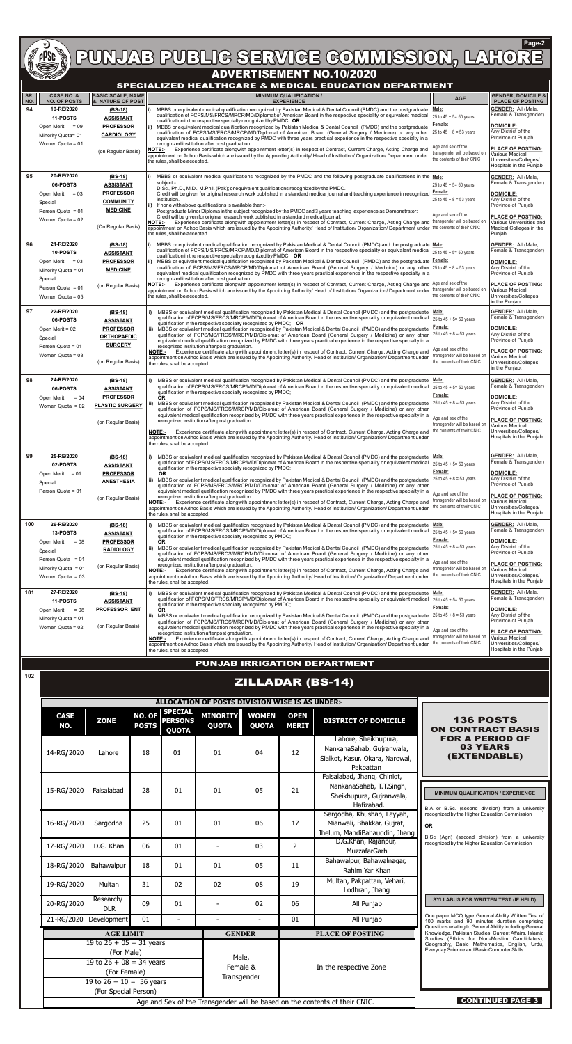# PUNJAB PUBLIC SERVICE COMMISSION, LAHORE

## ADVERTISEMENT NO.10/2020

### SPECIALIZED HEALTHCARE & MEDICAL EDUCATION DEPARTMENT

| SR. NO. | CASE NO. & NO. OF POSTS | BASIC SCALE, NAME & NATURE OF POST | MINIMUM QUALIFICATION / EXPERIENCE | AGE | GENDER, DOMICILE & PLACE OF POSTING |
|---|---|---|---|---|---|
| 94 | 19-RE/2020<br>11-POSTS<br>Open Merit = 09<br>Minority Quota= 01<br>Women Quota = 01 | (BS-18)<br>ASSISTANT PROFESSOR CARDIOLOGY<br>(on Regular Basis) | i) MBBS or equivalent medical qualification recognized by Pakistan Medical & Dental Council (PMDC) and the postgraduate qualification of FCPS/MS/FRCS/MRCP/MD/Diplomat of American Board in the respective speciality or equivalent medical qualification in the respective specialty recognized by PMDC; OR<br>ii) MBBS or equivalent medical qualification recognized by Pakistan Medical & Dental Council (PMDC) and the postgraduate qualification of FCPS/MS/FRCS/MRCP/MD/Diplomat of American Board (General Surgery / Medicine) or any other equivalent medical qualification recognized by PMDC with three years practical experience in the respective specialty in a recognized institution after post graduation.<br>NOTE:- Experience certificate alongwith appointment letter(s) in respect of Contract, Current Charge, Acting Charge and appointment on Adhoc Basis which are issued by the Appointing Authority/ Head of Institution/ Organization/ Department under the rules, shall be accepted. | Male:<br>25 to 45 + 5= 50 years<br>Female:<br>25 to 45 + 8 = 53 years<br>Age and sex of the transgender will be based on the contents of their CNIC | GENDER: All (Male, Female & Transgender)<br>DOMICILE: Any District of the Province of Punjab<br>PLACE OF POSTING: Various Medical Universities/Colleges/ Hospitals in the Punjab |
| 95 | 20-RE/2020<br>06-POSTS<br>Open Merit = 03<br>Special Person Quota = 01<br>Women Quota = 02 | (BS-18)<br>ASSISTANT PROFESSOR COMMUNITY MEDICINE<br>(On Regular Basis) | i) MBBS or equivalent medical qualifications recognized by the PMDC and the following postgraduate qualifications in the subject:-<br>D.Sc., Ph.D., M.D., M.Phil. (Pak); or equivalent qualifications recognized by the PMDC.<br>Credit will be given for original research work published in a standard medical journal and teaching experience in recognized institution.<br>ii) If none with above qualifications is available then:-<br>Postgraduate Minor Diploma in the subject recognized by the PMDC and 3 years teaching experience as Demonstrator:<br>Credit will be given for original research work published in a standard medical journal.<br>NOTE:- Experience certificate alongwith appointment letter(s) in respect of Contract, Current Charge, Acting Charge and appointment on Adhoc Basis which are issued by the Appointing Authority/ Head of Institution/ Organization/ Department under the rules, shall be accepted. | Male:<br>25 to 45 + 5= 50 years<br>Female:<br>25 to 45 + 8 = 53 years<br>Age and sex of the transgender will be based on the contents of their CNIC | GENDER: All (Male, Female & Transgender)<br>DOMICILE: Any District of the Province of Punjab<br>PLACE OF POSTING: Various Universities and Medical Colleges in the Punjab |
| 96 | 21-RE/2020<br>10-POSTS<br>Open Merit = 03<br>Minority Quota = 01<br>Special Person Quota = 01<br>Women Quota = 05 | (BS-18)<br>ASSISTANT PROFESSOR MEDICINE<br>(on Regular Basis) | i) MBBS or equivalent medical qualification recognized by Pakistan Medical & Dental Council (PMDC) and the postgraduate qualification of FCPS/MS/FRCS/MRCP/MD/Diplomat of American Board in the respective speciality or equivalent medical qualification in the respective specialty recognized by PMDC; OR<br>ii) MBBS or equivalent medical qualification recognized by Pakistan Medical & Dental Council (PMDC) and the postgraduate qualification of FCPS/MS/FRCS/MRCP/MD/Diplomat of American Board (General Surgery / Medicine) or any other equivalent medical qualification recognized by PMDC with three years practical experience in the respective specialty in a recognized institution after post graduation.<br>NOTE:- Experience certificate alongwith appointment letter(s) in respect of Contract, Current Charge, Acting Charge and appointment on Adhoc Basis which are issued by the Appointing Authority/ Head of Institution/ Organization/ Department under the rules, shall be accepted. | Male:<br>25 to 45 + 5= 50 years<br>Female:<br>25 to 45 + 8 = 53 years<br>Age and sex of the transgender will be based on the contents of their CNIC | GENDER: All (Male, Female & Transgender)<br>DOMICILE: Any District of the Province of Punjab<br>PLACE OF POSTING: Various Medical Universities/Colleges in the Punjab. |
| 97 | 22-RE/2020<br>06-POSTS<br>Open Merit = 02<br>Special Person Quota = 01<br>Women Quota = 03 | (BS-18)<br>ASSISTANT PROFESSOR ORTHOPAEDIC SURGERY<br>(on Regular Basis) | i) MBBS or equivalent medical qualification recognized by Pakistan Medical & Dental Council (PMDC) and the postgraduate qualification of FCPS/MS/FRCS/MRCP/MD/Diplomat of American Board in the respective speciality or equivalent medical qualification in the respective specialty recognized by PMDC; OR<br>ii) MBBS or equivalent medical qualification recognized by Pakistan Medical & Dental Council (PMDC) and the postgraduate qualification of FCPS/MS/FRCS/MRCP/MD/Diplomat of American Board (General Surgery / Medicine) or any other equivalent medical qualification recognized by PMDC with three years practical experience in the respective specialty in a recognized institution after post graduation.<br>NOTE:- Experience certificate alongwith appointment letter(s) in respect of Contract, Current Charge, Acting Charge and appointment on Adhoc Basis which are issued by the Appointing Authority/ Head of Institution/ Organization/ Department under the rules, shall be accepted. | Male:<br>25 to 45 + 5= 50 years<br>Female:<br>25 to 45 + 8 = 53 years<br>Age and sex of the transgender will be based on the contents of their CNIC | GENDER: All (Male, Female & Transgender)<br>DOMICILE: Any District of the Province of Punjab<br>PLACE OF POSTING: Various Medical Universities/Colleges in the Punjab. |
| 98 | 24-RE/2020<br>06-POSTS<br>Open Merit = 04<br>Women Quota = 02 | (BS-18)<br>ASSISTANT PROFESSOR PLASTIC SURGERY<br>(on Regular Basis) | i) MBBS or equivalent medical qualification recognized by Pakistan Medical & Dental Council (PMDC) and the postgraduate qualification of FCPS/MS/FRCS/MRCP/MD/Diplomat of American Board in the respective speciality or equivalent medical qualification in the respective specialty recognized by PMDC;<br>OR<br>ii) MBBS or equivalent medical qualification recognized by Pakistan Medical & Dental Council (PMDC) and the postgraduate qualification of FCPS/MS/FRCS/MRCP/MD/Diplomat of American Board (General Surgery / Medicine) or any other equivalent medical qualification recognized by PMDC with three years practical experience in the respective specialty in a recognized institution after post graduation.<br>NOTE:- Experience certificate alongwith appointment letter(s) in respect of Contract, Current Charge, Acting Charge and appointment on Adhoc Basis which are issued by the Appointing Authority/ Head of Institution/ Organization/ Department under the rules, shall be accepted. | Male:<br>25 to 45 + 5= 50 years<br>Female:<br>25 to 45 + 8 = 53 years<br>Age and sex of the transgender will be based on the contents of their CNIC | GENDER: All (Male, Female & Transgender)<br>DOMICILE: Any District of the Province of Punjab<br>PLACE OF POSTING: Various Medical Universities/Colleges/ Hospitals in the Punjab |
| 99 | 25-RE/2020<br>02-POSTS<br>Open Merit = 01<br>Special Person Quota = 01 | (BS-18)<br>ASSISTANT PROFESSOR ANESTHESIA<br>(on Regular Basis) | i) MBBS or equivalent medical qualification recognized by Pakistan Medical & Dental Council (PMDC) and the postgraduate qualification of FCPS/MS/FRCS/MRCP/MD/Diplomat of American Board in the respective speciality or equivalent medical qualification in the respective specialty recognized by PMDC;<br>OR<br>ii) MBBS or equivalent medical qualification recognized by Pakistan Medical & Dental Council (PMDC) and the postgraduate qualification of FCPS/MS/FRCS/MRCP/MD/Diplomat of American Board (General Surgery / Medicine) or any other equivalent medical qualification recognized by PMDC with three years practical experience in the respective specialty in a recognized institution after post graduation.<br>NOTE:- Experience certificate alongwith appointment letter(s) in respect of Contract, Current Charge, Acting Charge and appointment on Adhoc Basis which are issued by the Appointing Authority/ Head of Institution/ Organization/ Department under the rules, shall be accepted. | Male:<br>25 to 45 + 5= 50 years<br>Female:<br>25 to 45 + 8 = 53 years<br>Age and sex of the transgender will be based on the contents of their CNIC | GENDER: All (Male, Female & Transgender)<br>DOMICILE: Any District of the Province of Punjab<br>PLACE OF POSTING: Various Medical Universities/Colleges/ Hospitals in the Punjab |
| 100 | 26-RE/2020<br>13-POSTS<br>Open Merit = 08<br>Special Person Quota = 01<br>Minority Quota = 01<br>Women Quota = 03 | (BS-18)<br>ASSISTANT PROFESSOR RADIOLOGY<br>(on Regular Basis) | i) MBBS or equivalent medical qualification recognized by Pakistan Medical & Dental Council (PMDC) and the postgraduate qualification of FCPS/MS/FRCS/MRCP/MD/Diplomat of American Board in the respective speciality or equivalent medical qualification in the respective specialty recognized by PMDC;<br>OR<br>ii) MBBS or equivalent medical qualification recognized by Pakistan Medical & Dental Council (PMDC) and the postgraduate qualification of FCPS/MS/FRCS/MRCP/MD/Diplomat of American Board (General Surgery / Medicine) or any other equivalent medical qualification recognized by PMDC with three years practical experience in the respective specialty in a recognized institution after post graduation.<br>NOTE:- Experience certificate alongwith appointment letter(s) in respect of Contract, Current Charge, Acting Charge and appointment on Adhoc Basis which are issued by the Appointing Authority/ Head of Institution/ Organization/ Department under the rules, shall be accepted. | Male:<br>25 to 45 + 5= 50 years<br>Female:<br>25 to 45 + 8 = 53 years<br>Age and sex of the transgender will be based on the contents of their CNIC | GENDER: All (Male, Female & Transgender)<br>DOMICILE: Any District of the Province of Punjab<br>PLACE OF POSTING: Various Medical Universities/Colleges/ Hospitals in the Punjab |
| 101 | 27-RE/2020<br>11-POSTS<br>Open Merit = 08<br>Minority Quota = 01<br>Women Quota = 02 | (BS-18)<br>ASSISTANT PROFESSOR ENT<br>(on Regular Basis) | i) MBBS or equivalent medical qualification recognized by Pakistan Medical & Dental Council (PMDC) and the postgraduate qualification of FCPS/MS/FRCS/MRCP/MD/Diplomat of American Board in the respective speciality or equivalent medical qualification in the respective specialty recognized by PMDC;<br>OR<br>ii) MBBS or equivalent medical qualification recognized by Pakistan Medical & Dental Council (PMDC) and the postgraduate qualification of FCPS/MS/FRCS/MRCP/MD/Diplomat of American Board (General Surgery / Medicine) or any other equivalent medical qualification recognized by PMDC with three years practical experience in the respective specialty in a recognized institution after post graduation.<br>NOTE:- Experience certificate alongwith appointment letter(s) in respect of Contract, Current Charge, Acting Charge and appointment on Adhoc Basis which are issued by the Appointing Authority/ Head of Institution/ Organization/ Department under the rules, shall be accepted. | Male:<br>25 to 45 + 5= 50 years<br>Female:<br>25 to 45 + 8 = 53 years<br>Age and sex of the transgender will be based on the contents of their CNIC | GENDER: All (Male, Female & Transgender)<br>DOMICILE: Any District of the Province of Punjab<br>PLACE OF POSTING: Various Medical Universities/Colleges/ Hospitals in the Punjab |

### PUNJAB IRRIGATION DEPARTMENT

**102**

## ZILLADAR (BS-14)

**ALLOCATION OF POSTS DIVISION WISE IS AS UNDER:-**

| CASE NO. | ZONE | NO. OF POSTS | SPECIAL PERSONS QUOTA | MINORITY QUOTA | WOMEN QUOTA | OPEN MERIT | DISTRICT OF DOMICILE |
|---|---|---|---|---|---|---|---|
| 14-RG/2020 | Lahore | 18 | 01 | 01 | 04 | 12 | Lahore, Sheikhupura, NankanaSahab, Gujranwala, Sialkot, Kasur, Okara, Narowal, Pakpattan |
| 15-RG/2020 | Faisalabad | 28 | 01 | 01 | 05 | 21 | Faisalabad, Jhang, Chiniot, NankanaSahab, T.T.Singh, Sheikhupura, Gujranwala, Hafizabad. |
| 16-RG/2020 | Sargodha | 25 | 01 | 01 | 06 | 17 | Sargodha, Khushab, Layyah, Mianwali, Bhakkar, Gujrat, Jhelum, MandiBahauddin, Jhang |
| 17-RG/2020 | D.G. Khan | 06 | 01 | - | 03 | 2 | D.G.Khan, Rajanpur, MuzzafarGarh |
| 18-RG/2020 | Bahawalpur | 18 | 01 | 01 | 05 | 11 | Bahawalpur, Bahawalnagar, Rahim Yar Khan |
| 19-RG/2020 | Multan | 31 | 02 | 02 | 08 | 19 | Multan, Pakpattan, Vehari, Lodhran, Jhang |
| 20-RG/2020 | Research/ DLR | 09 | 01 | - | 02 | 06 | All Punjab |
| 21-RG/2020 | Development | 01 | - | - | - | 01 | All Punjab |

| AGE LIMIT | GENDER | PLACE OF POSTING |
|---|---|---|
| 19 to 26 + 05 = 31 years (For Male)<br>19 to 26 + 08 = 34 years (For Female)<br>19 to 26 + 10 = 36 years (For Special Person) | Male, Female & Transgender | In the respective Zone |

Age and Sex of the Transgender will be based on the contents of their CNIC.

**136 POSTS ON CONTRACT BASIS FOR A PERIOD OF 03 YEARS (EXTENDABLE)**

**MINIMUM QUALIFICATION / EXPERIENCE**

B.A or B.Sc. (second division) from a university recognized by the Higher Education Commission

OR

B.Sc (Agri) (second division) from a university recognized by the Higher Education Commission

**SYLLABUS FOR WRITTEN TEST (IF HELD)**

One paper MCQ type General Ability Written Test of 100 marks and 90 minutes duration comprising Questions relating to General Ability including General Knowledge, Pakistan Studies, Current Affairs, Islamic Studies (Ethics for Non-Muslim Candidates), Geography, Basic Mathematics, English, Urdu, Everyday Science and Basic Computer Skills.

**CONTINUED PAGE 3**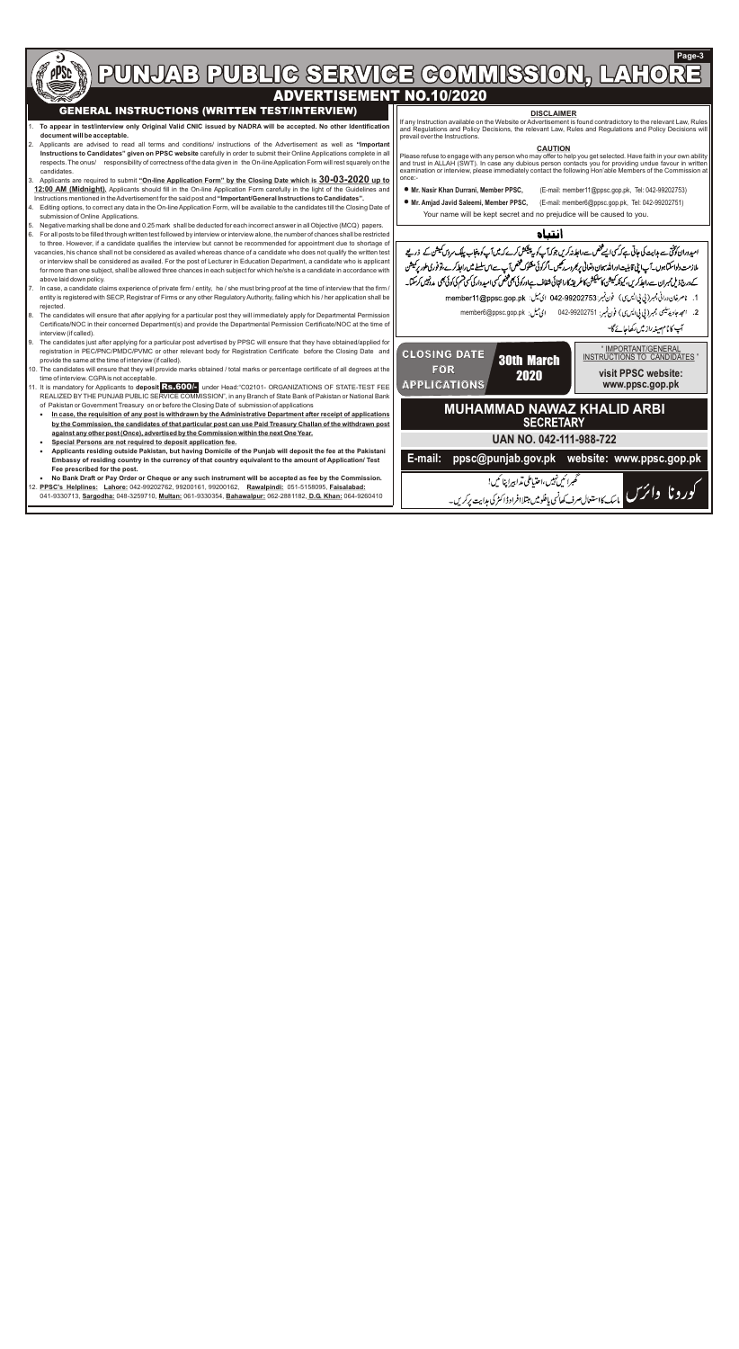# PUNJAB PUBLIC SERVICE COMMISSION, LAHORE

## ADVERTISEMENT NO.10/2020

### GENERAL INSTRUCTIONS (WRITTEN TEST/INTERVIEW)

1. **To appear in test/interview only Original Valid CNIC issued by NADRA will be accepted. No other Identification document will be acceptable.**
2. Applicants are advised to read all terms and conditions/ instructions of the Advertisement as well as **"Important Instructions to Candidates" given on PPSC website** carefully in order to submit their Online Applications complete in all respects. The onus/ responsibility of correctness of the data given in the On-line Application Form will rest squarely on the candidates.
3. Applicants are required to submit **"On-line Application Form" by the Closing Date which is 30-03-2020 up to 12:00 AM (Midnight).** Applicants should fill in the On-line Application Form carefully in the light of the Guidelines and Instructions mentioned in the Advertisement for the said post and **"Important/General Instructions to Candidates".**
4. Editing options, to correct any data in the On-line Application Form, will be available to the candidates till the Closing Date of submission of Online Applications.
5. Negative marking shall be done and 0.25 mark shall be deducted for each incorrect answer in all Objective (MCQ) papers.
6. For all posts to be filled through written test followed by interview or interview alone, the number of chances shall be restricted to three. However, if a candidate qualifies the interview but cannot be recommended for appointment due to shortage of vacancies, his chance shall not be considered as availed whereas chance of a candidate who does not qualify the written test or interview shall be considered as availed. For the post of Lecturer in Education Department, a candidate who is applicant for more than one subject, shall be allowed three chances in each subject for which he/she is a candidate in accordance with above laid down policy.
7. In case, a candidate claims experience of private firm / entity, he / she must bring proof at the time of interview that the firm / entity is registered with SECP, Registrar of Firms or any other Regulatory Authority, failing which his / her application shall be rejected.
8. The candidates will ensure that after applying for a particular post they will immediately apply for Departmental Permission Certificate/NOC in their concerned Department(s) and provide the Departmental Permission Certificate/NOC at the time of interview (if called).
9. The candidates just after applying for a particular post advertised by PPSC will ensure that they have obtained/applied for registration in PEC/PNC/PMDC/PVMC or other relevant body for Registration Certificate before the Closing Date and provide the same at the time of interview (if called).
10. The candidates will ensure that they will provide marks obtained / total marks or percentage certificate of all degrees at the time of interview. CGPA is not acceptable.
11. It is mandatory for Applicants to **deposit Rs.600/-** under Head:"C02101- ORGANIZATIONS OF STATE-TEST FEE REALIZED BY THE PUNJAB PUBLIC SERVICE COMMISSION", in any Branch of State Bank of Pakistan or National Bank of Pakistan or Government Treasury on or before the Closing Date of submission of applications
    - **In case, the requisition of any post is withdrawn by the Administrative Department after receipt of applications by the Commission, the candidates of that particular post can use Paid Treasury Challan of the withdrawn post against any other post (Once), advertised by the Commission within the next One Year.**
    - **Special Persons are not required to deposit application fee.**
    - **Applicants residing outside Pakistan, but having Domicile of the Punjab will deposit the fee at the Pakistani Embassy of residing country in the currency of that country equivalent to the amount of Application/ Test Fee prescribed for the post.**
    - **No Bank Draft or Pay Order or Cheque or any such instrument will be accepted as fee by the Commission.**
12. **PPSC's Helplines:** **Lahore:** 042-99202762, 99200161, 99200162, **Rawalpindi:** 051-5158095, **Faisalabad:** 041-9330713, **Sargodha:** 048-3259710, **Multan:** 061-9330354, **Bahawalpur:** 062-2881182, **D.G. Khan:** 064-9260410

### DISCLAIMER

If any Instruction available on the Website or Advertisement is found contradictory to the relevant Law, Rules and Regulations and Policy Decisions, the relevant Law, Rules and Regulations and Policy Decisions will prevail over the Instructions.

### CAUTION

Please refuse to engage with any person who may offer to help you get selected. Have faith in your own ability and trust in ALLAH (SWT). In case any dubious person contacts you for providing undue favour in written examination or interview, please immediately contact the following Hon'able Members of the Commission at once:-

- **Mr. Nasir Khan Durrani, Member PPSC,** (E-mail: member11@ppsc.gop.pk, Tel: 042-99202753)
- **Mr. Amjad Javid Saleemi, Member PPSC,** (E-mail: member6@ppsc.gop.pk, Tel: 042-99202751)

Your name will be kept secret and no prejudice will be caused to you.

### انتباہ

امیدواران کو تاکید کی جاتی ہے کہ کسی ایسے شخص سے رابطہ نہ کریں جو کہ آپ کو پیشکش کرے کہ میں آپ کو پنجاب پبلک سروس کمیشن کے ذریعے ملازمت دلوا سکتا ہوں۔ آپ اپنی قابلیت اور اللہ سبحان وتعالیٰ پر بھروسہ رکھیں۔ اگر کوئی مشکوک شخص آپ سے اس سلسلے میں رابطہ کرے تو فوری طور پر کمیشن کے درج ذیل ممبران سے رابطہ کریں، کیونکہ کمیشن کا سلیکشن کا طریقہ کار انتہائی شفاف ہے اور کوئی بھی شخص کسی امیدوار کی کسی قسم کی کوئی بھی مدد نہیں کر سکتا۔

1. ناصر خان درانی، ممبر (پی پی ایس سی) فون نمبر 042-99202753 ای میل: member11@ppsc.gop.pk
2. امجد جاوید سلیمی، ممبر (پی پی ایس سی) فون نمبر: 042-99202751 ای میل: member6@ppsc.gop.pk

آپ کا نام صیغہ راز میں رکھا جائے گا۔

**CLOSING DATE FOR APPLICATIONS: 30th March 2020**

" IMPORTANT/GENERAL INSTRUCTIONS TO CANDIDATES "

**visit PPSC website: www.ppsc.gop.pk**

## MUHAMMAD NAWAZ KHALID ARBI
### SECRETARY

**UAN NO. 042-111-988-722**

**E-mail: ppsc@punjab.gov.pk website: www.ppsc.gop.pk**

**کورونا وائرس** گھبرائیں نہیں، احتیاطی تدابیر اپنائیں! ماسک کا استعمال صرف کھانسی یا نزلہ میں مبتلا افراد ڈاکٹر کی ہدایت پر کریں۔